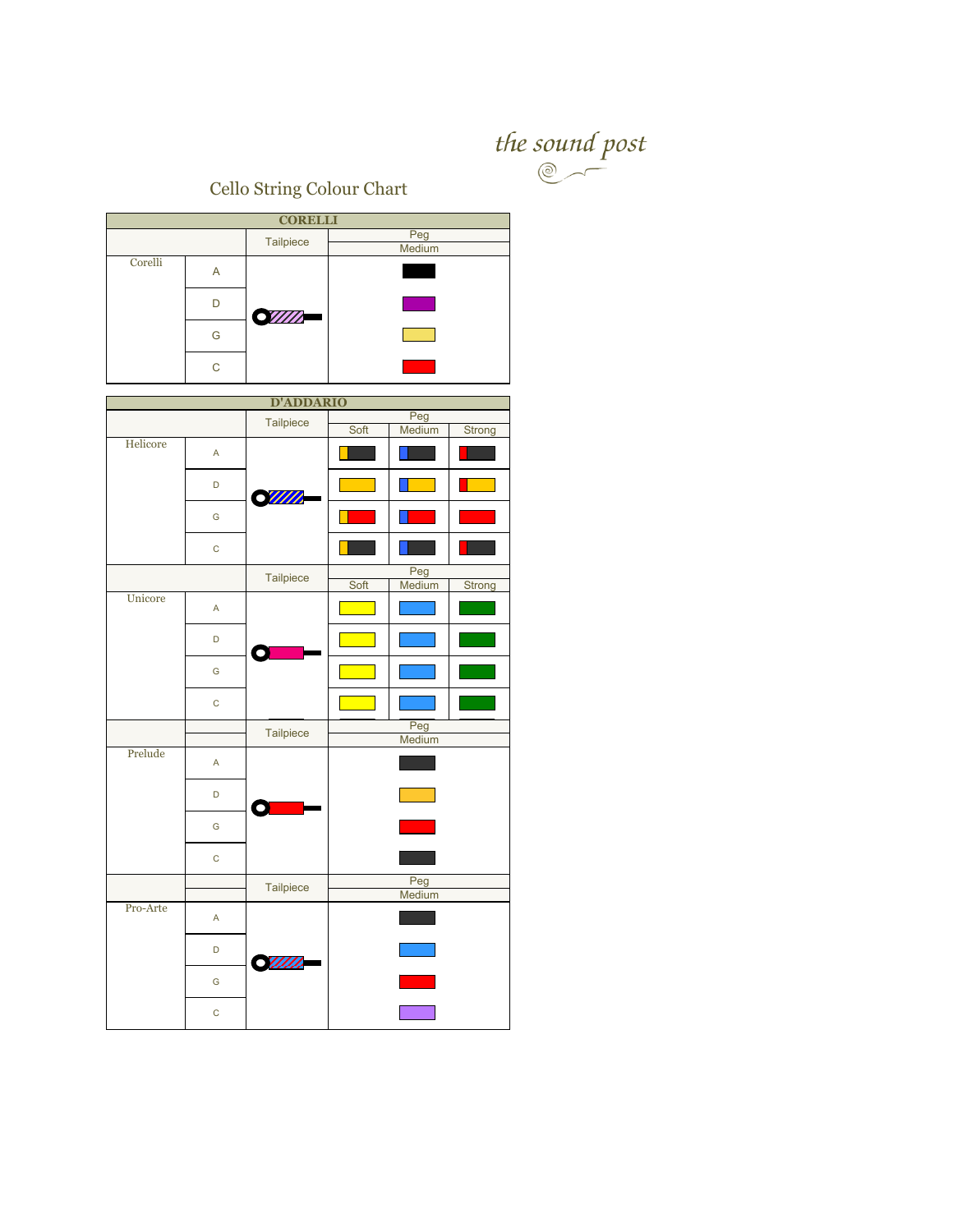the sound post

# Cello String Colour Chart

| CORELLI | | | |
|---|---|---|---|
| | | Tailpiece | Peg |
| | | | Medium |
| Corelli | A | | |
| | D | | |
| | G | | |
| | C | | |

| D'ADDARIO | | | | | |
|---|---|---|---|---|---|
| | | Tailpiece | Peg | | |
| | | | Soft | Medium | Strong |
| Helicore | A | | | | |
| | D | | | | |
| | G | | | | |
| | C | | | | |
| | | Tailpiece | Peg | | |
| | | | Soft | Medium | Strong |
| Unicore | A | | | | |
| | D | | | | |
| | G | | | | |
| | C | | | | |
| | | Tailpiece | Peg | | |
| | | | Medium | | |
| Prelude | A | | | | |
| | D | | | | |
| | G | | | | |
| | C | | | | |
| | | Tailpiece | Peg | | |
| | | | Medium | | |
| Pro-Arte | A | | | | |
| | D | | | | |
| | G | | | | |
| | C | | | | |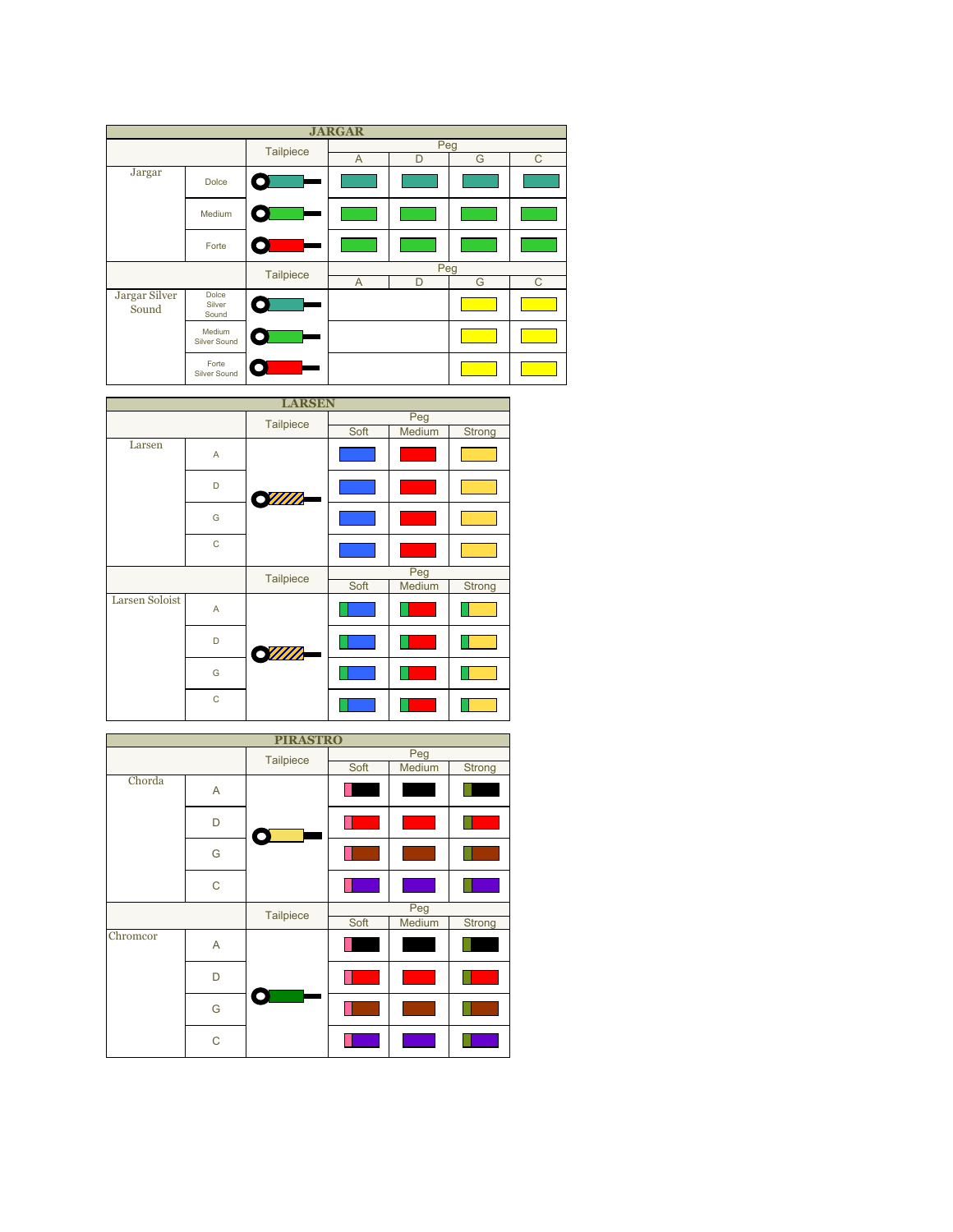## JARGAR

| | | Tailpiece | Peg | | | |
|---|---|---|---|---|---|---|
| | | | A | D | G | C |
| Jargar | Dolce | | | | | |
| | Medium | | | | | |
| | Forte | | | | | |

| | | Tailpiece | Peg | | | |
|---|---|---|---|---|---|---|
| | | | A | D | G | C |
| Jargar Silver Sound | Dolce Silver Sound | | | | | |
| | Medium Silver Sound | | | | | |
| | Forte Silver Sound | | | | | |

## LARSEN

| | | Tailpiece | Peg | | |
|---|---|---|---|---|---|
| | | | Soft | Medium | Strong |
| Larsen | A | | | | |
| | D | | | | |
| | G | | | | |
| | C | | | | |

| | | Tailpiece | Peg | | |
|---|---|---|---|---|---|
| | | | Soft | Medium | Strong |
| Larsen Soloist | A | | | | |
| | D | | | | |
| | G | | | | |
| | C | | | | |

## PIRASTRO

| | | Tailpiece | Peg | | |
|---|---|---|---|---|---|
| | | | Soft | Medium | Strong |
| Chorda | A | | | | |
| | D | | | | |
| | G | | | | |
| | C | | | | |

| | | Tailpiece | Peg | | |
|---|---|---|---|---|---|
| | | | Soft | Medium | Strong |
| Chromcor | A | | | | |
| | D | | | | |
| | G | | | | |
| | C | | | | |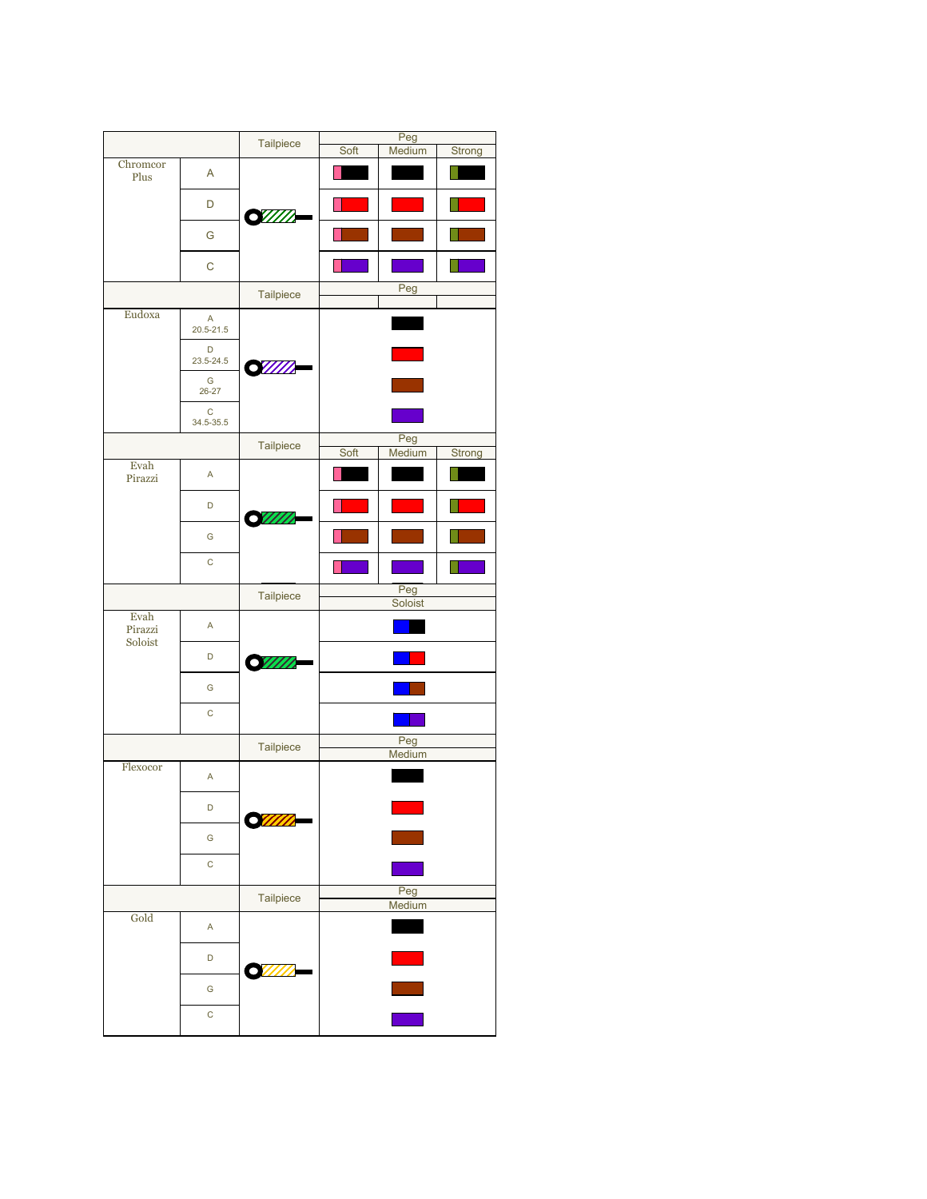| | | Tailpiece | Peg | | |
|---|---|---|---|---|---|
| | | | Soft | Medium | Strong |
| Chromcor Plus | A | | | | |
| | D | | | | |
| | G | | | | |
| | C | | | | |

| | | Tailpiece | Peg |
|---|---|---|---|
| Eudoxa | A 20.5-21.5 | | |
| | D 23.5-24.5 | | |
| | G 26-27 | | |
| | C 34.5-35.5 | | |

| | | Tailpiece | Peg | | |
|---|---|---|---|---|---|
| | | | Soft | Medium | Strong |
| Evah Pirazzi | A | | | | |
| | D | | | | |
| | G | | | | |
| | C | | | | |

| | | Tailpiece | Peg |
|---|---|---|---|
| | | | Soloist |
| Evah Pirazzi Soloist | A | | |
| | D | | |
| | G | | |
| | C | | |

| | | Tailpiece | Peg |
|---|---|---|---|
| | | | Medium |
| Flexocor | A | | |
| | D | | |
| | G | | |
| | C | | |

| | | Tailpiece | Peg |
|---|---|---|---|
| | | | Medium |
| Gold | A | | |
| | D | | |
| | G | | |
| | C | | |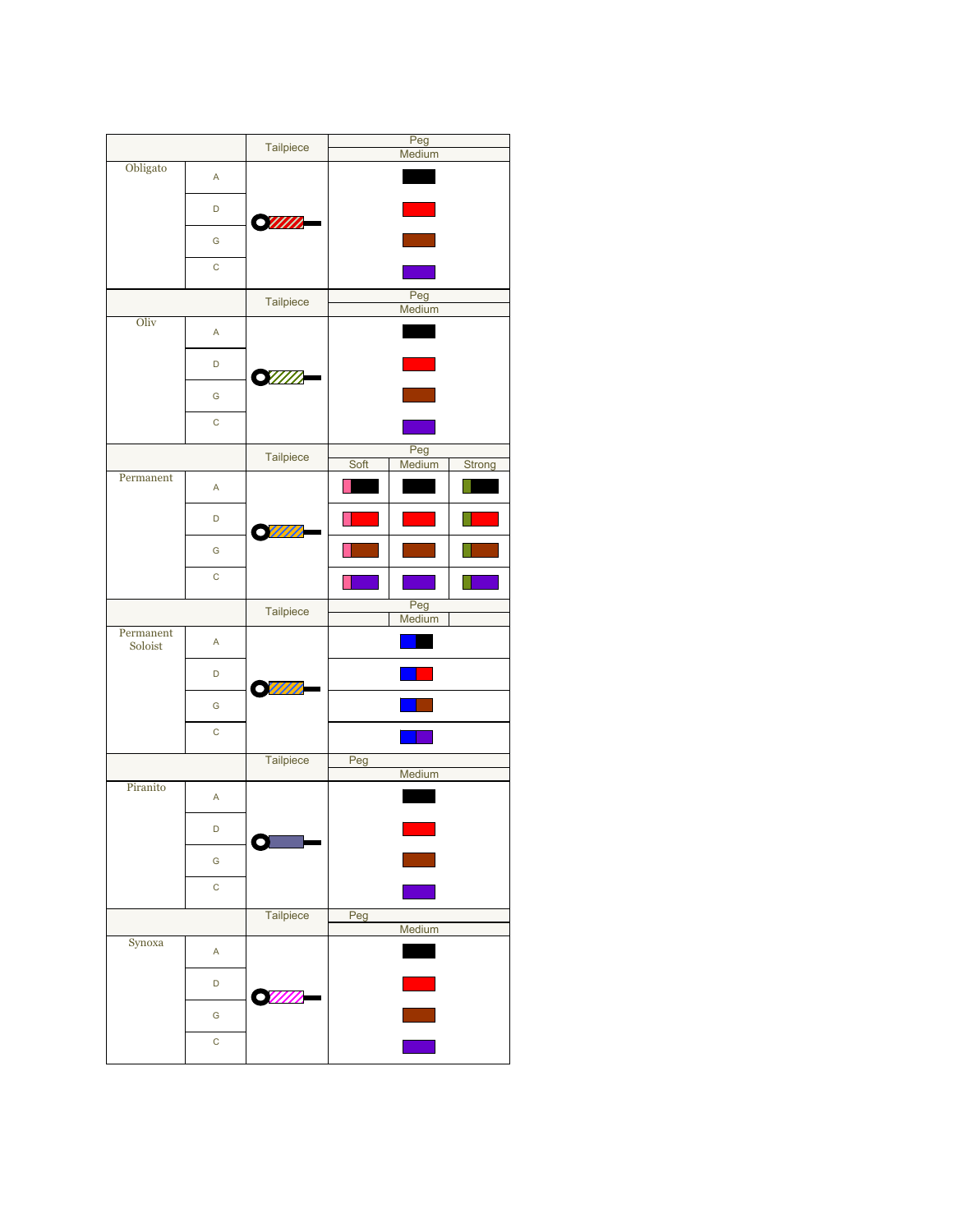| | | Tailpiece | Peg | | |
|---|---|---|---|---|---|
| | | | | Medium | |
| Obligato | A | | | | |
| | D | | | | |
| | G | | | | |
| | C | | | | |

| | | Tailpiece | Peg | | |
|---|---|---|---|---|---|
| | | | | Medium | |
| Oliv | A | | | | |
| | D | | | | |
| | G | | | | |
| | C | | | | |

| | | Tailpiece | Peg | | |
|---|---|---|---|---|---|
| | | | Soft | Medium | Strong |
| Permanent | A | | | | |
| | D | | | | |
| | G | | | | |
| | C | | | | |

| | | Tailpiece | Peg | | |
|---|---|---|---|---|---|
| | | | | Medium | |
| Permanent Soloist | A | | | | |
| | D | | | | |
| | G | | | | |
| | C | | | | |

| | | Tailpiece | Peg | | |
|---|---|---|---|---|---|
| | | | | Medium | |
| Piranito | A | | | | |
| | D | | | | |
| | G | | | | |
| | C | | | | |

| | | Tailpiece | Peg | | |
|---|---|---|---|---|---|
| | | | | Medium | |
| Synoxa | A | | | | |
| | D | | | | |
| | G | | | | |
| | C | | | | |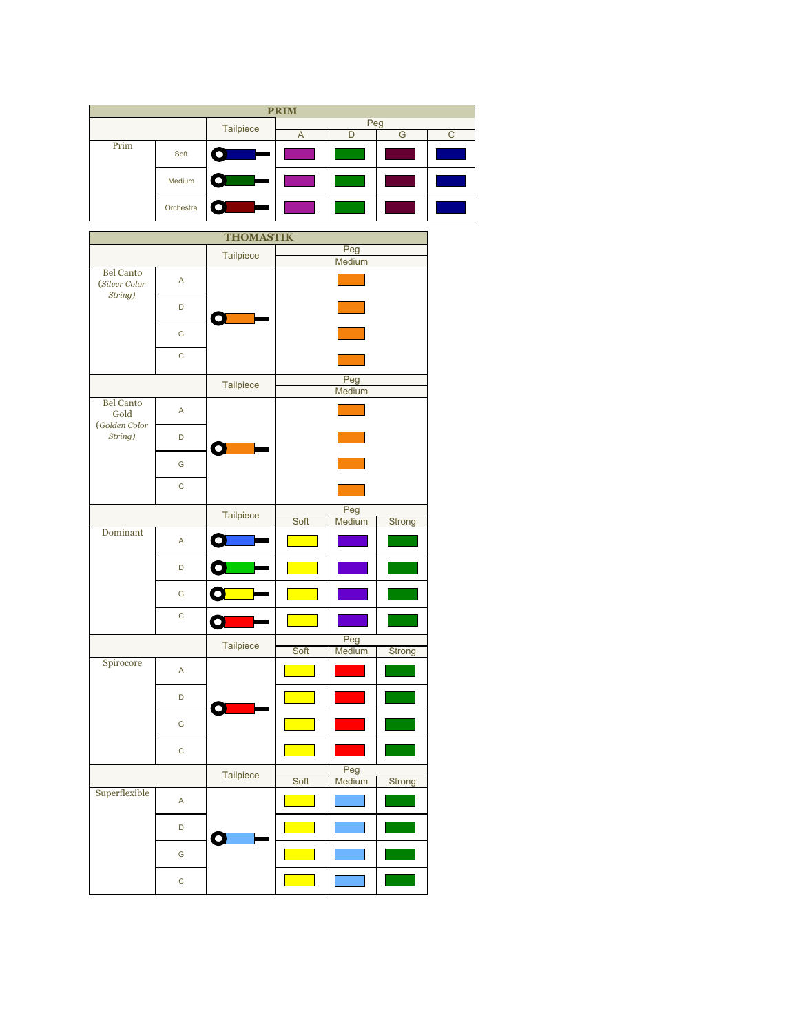| PRIM | | | | | | |
|---|---|---|---|---|---|---|
| | | Tailpiece | Peg | | | |
| | | | A | D | G | C |
| Prim | Soft | | | | | |
| | Medium | | | | | |
| | Orchestra | | | | | |

| THOMASTIK | | | |
|---|---|---|---|
| | | Tailpiece | Peg |
| | | | Medium |
| Bel Canto (*Silver Color String*) | A | | |
| | D | | |
| | G | | |
| | C | | |
| | | Tailpiece | Peg |
| | | | Medium |
| Bel Canto Gold (*Golden Color String*) | A | | |
| | D | | |
| | G | | |
| | C | | |

| | | Tailpiece | Peg | | |
|---|---|---|---|---|---|
| | | | Soft | Medium | Strong |
| Dominant | A | | | | |
| | D | | | | |
| | G | | | | |
| | C | | | | |
| | | Tailpiece | Peg | | |
| | | | Soft | Medium | Strong |
| Spirocore | A | | | | |
| | D | | | | |
| | G | | | | |
| | C | | | | |
| | | Tailpiece | Peg | | |
| | | | Soft | Medium | Strong |
| Superflexible | A | | | | |
| | D | | | | |
| | G | | | | |
| | C | | | | |